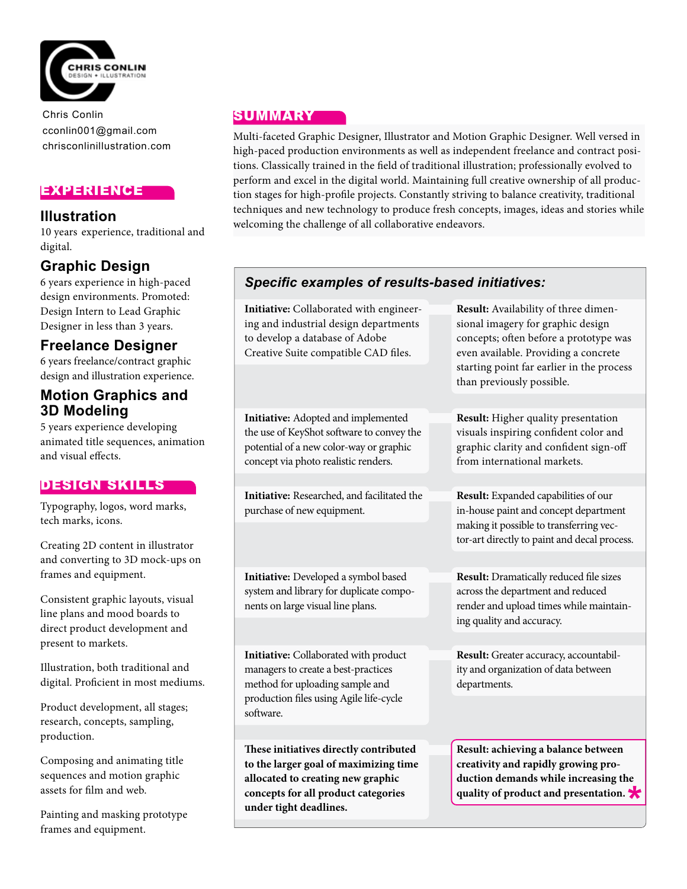CHRIS CONLIN
DESIGN + ILLUSTRATION

Chris Conlin
cconlin001@gmail.com
chrisconlinillustration.com

## EXPERIENCE

### Illustration

10 years experience, traditional and digital.

### Graphic Design

6 years experience in high-paced design environments. Promoted: Design Intern to Lead Graphic Designer in less than 3 years.

### Freelance Designer

6 years freelance/contract graphic design and illustration experience.

### Motion Graphics and 3D Modeling

5 years experience developing animated title sequences, animation and visual effects.

## DESIGN SKILLS

Typography, logos, word marks, tech marks, icons.

Creating 2D content in illustrator and converting to 3D mock-ups on frames and equipment.

Consistent graphic layouts, visual line plans and mood boards to direct product development and present to markets.

Illustration, both traditional and digital. Proficient in most mediums.

Product development, all stages; research, concepts, sampling, production.

Composing and animating title sequences and motion graphic assets for film and web.

Painting and masking prototype frames and equipment.

## SUMMARY

Multi-faceted Graphic Designer, Illustrator and Motion Graphic Designer. Well versed in high-paced production environments as well as independent freelance and contract positions. Classically trained in the field of traditional illustration; professionally evolved to perform and excel in the digital world. Maintaining full creative ownership of all production stages for high-profile projects. Constantly striving to balance creativity, traditional techniques and new technology to produce fresh concepts, images, ideas and stories while welcoming the challenge of all collaborative endeavors.

### *Specific examples of results-based initiatives:*

| Initiative | Result |
|---|---|
| **Initiative:** Collaborated with engineering and industrial design departments to develop a database of Adobe Creative Suite compatible CAD files. | **Result:** Availability of three dimensional imagery for graphic design concepts; often before a prototype was even available. Providing a concrete starting point far earlier in the process than previously possible. |
| **Initiative:** Adopted and implemented the use of KeyShot software to convey the potential of a new color-way or graphic concept via photo realistic renders. | **Result:** Higher quality presentation visuals inspiring confident color and graphic clarity and confident sign-off from international markets. |
| **Initiative:** Researched, and facilitated the purchase of new equipment. | **Result:** Expanded capabilities of our in-house paint and concept department making it possible to transferring vector-art directly to paint and decal process. |
| **Initiative:** Developed a symbol based system and library for duplicate components on large visual line plans. | **Result:** Dramatically reduced file sizes across the department and reduced render and upload times while maintaining quality and accuracy. |
| **Initiative:** Collaborated with product managers to create a best-practices method for uploading sample and production files using Agile life-cycle software. | **Result:** Greater accuracy, accountability and organization of data between departments. |
| **These initiatives directly contributed to the larger goal of maximizing time allocated to creating new graphic concepts for all product categories under tight deadlines.** | **Result: achieving a balance between creativity and rapidly growing production demands while increasing the quality of product and presentation.** * |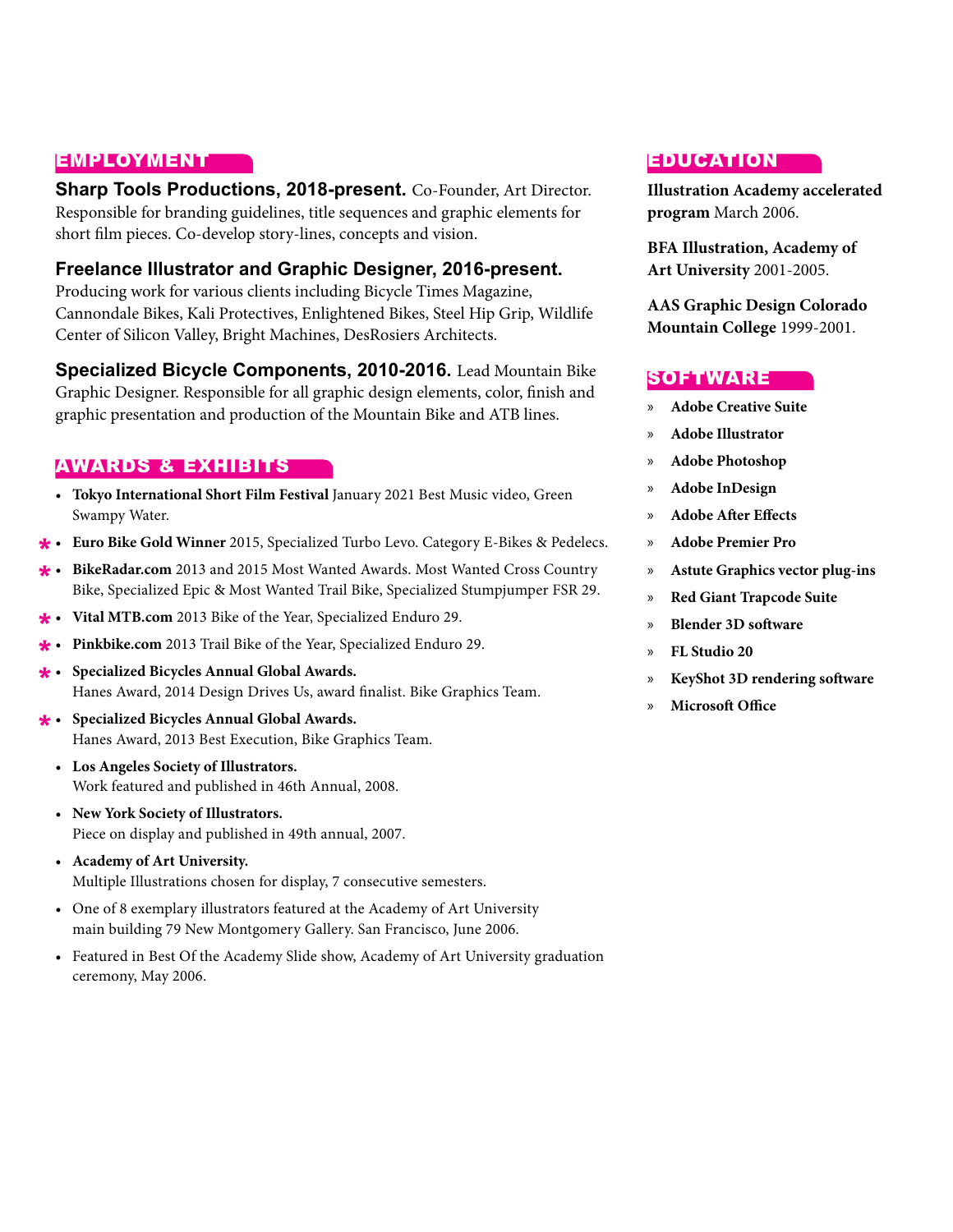## EMPLOYMENT

**Sharp Tools Productions, 2018-present.** Co-Founder, Art Director. Responsible for branding guidelines, title sequences and graphic elements for short film pieces. Co-develop story-lines, concepts and vision.

**Freelance Illustrator and Graphic Designer, 2016-present.** Producing work for various clients including Bicycle Times Magazine, Cannondale Bikes, Kali Protectives, Enlightened Bikes, Steel Hip Grip, Wildlife Center of Silicon Valley, Bright Machines, DesRosiers Architects.

**Specialized Bicycle Components, 2010-2016.** Lead Mountain Bike Graphic Designer. Responsible for all graphic design elements, color, finish and graphic presentation and production of the Mountain Bike and ATB lines.

## AWARDS & EXHIBITS

- **Tokyo International Short Film Festival** January 2021 Best Music video, Green Swampy Water.
- * **Euro Bike Gold Winner** 2015, Specialized Turbo Levo. Category E-Bikes & Pedelecs.
- * **BikeRadar.com** 2013 and 2015 Most Wanted Awards. Most Wanted Cross Country Bike, Specialized Epic & Most Wanted Trail Bike, Specialized Stumpjumper FSR 29.
- * **Vital MTB.com** 2013 Bike of the Year, Specialized Enduro 29.
- * **Pinkbike.com** 2013 Trail Bike of the Year, Specialized Enduro 29.
- * **Specialized Bicycles Annual Global Awards.** Hanes Award, 2014 Design Drives Us, award finalist. Bike Graphics Team.
- * **Specialized Bicycles Annual Global Awards.** Hanes Award, 2013 Best Execution, Bike Graphics Team.
- **Los Angeles Society of Illustrators.** Work featured and published in 46th Annual, 2008.
- **New York Society of Illustrators.** Piece on display and published in 49th annual, 2007.
- **Academy of Art University.** Multiple Illustrations chosen for display, 7 consecutive semesters.
- One of 8 exemplary illustrators featured at the Academy of Art University main building 79 New Montgomery Gallery. San Francisco, June 2006.
- Featured in Best Of the Academy Slide show, Academy of Art University graduation ceremony, May 2006.

## EDUCATION

**Illustration Academy accelerated program** March 2006.

**BFA Illustration, Academy of Art University** 2001-2005.

**AAS Graphic Design Colorado Mountain College** 1999-2001.

## SOFTWARE

- **Adobe Creative Suite**
- **Adobe Illustrator**
- **Adobe Photoshop**
- **Adobe InDesign**
- **Adobe After Effects**
- **Adobe Premier Pro**
- **Astute Graphics vector plug-ins**
- **Red Giant Trapcode Suite**
- **Blender 3D software**
- **FL Studio 20**
- **KeyShot 3D rendering software**
- **Microsoft Office**